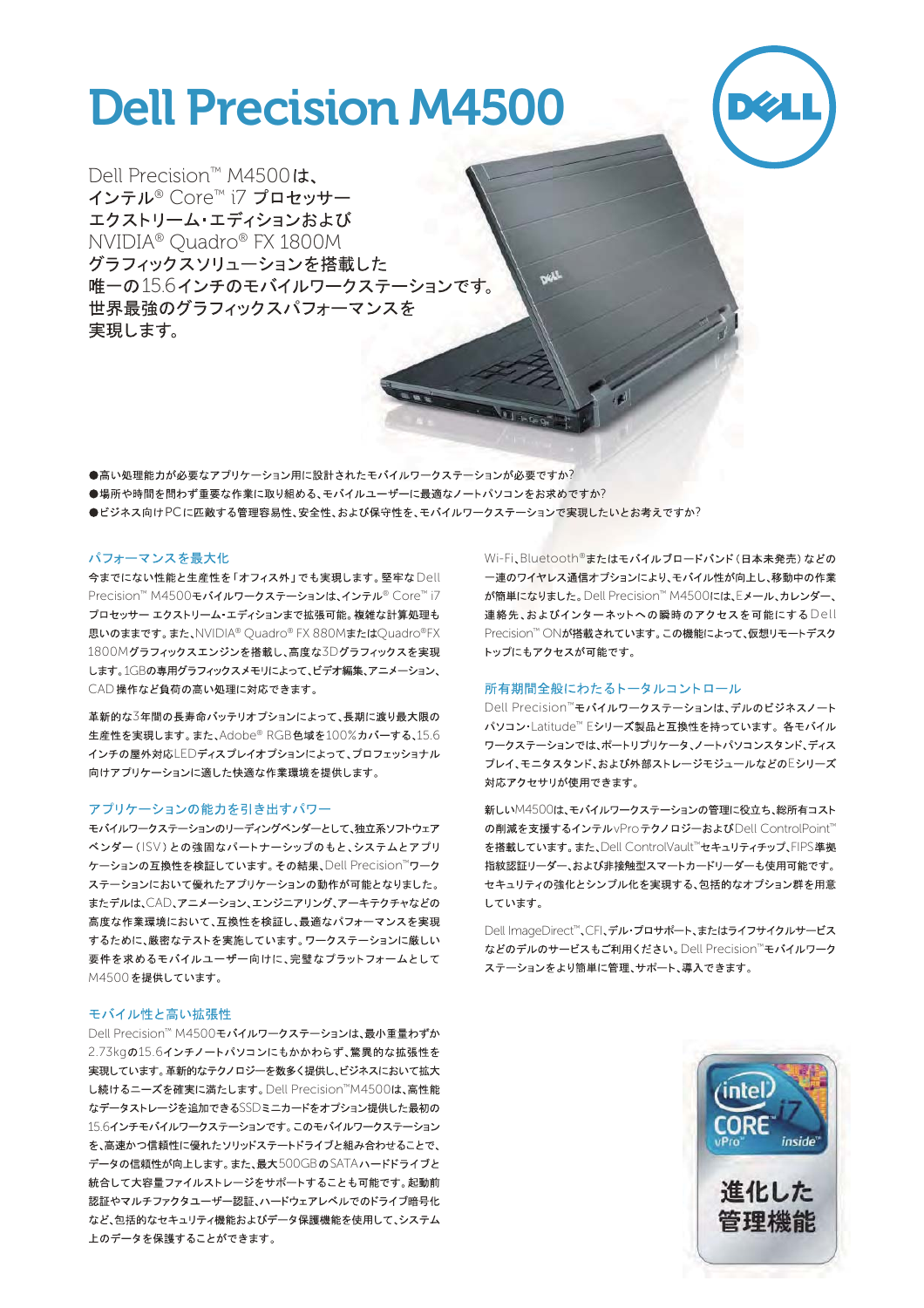# Dell Precision M4500

Dell Precision™ M4500は、インテル® Core™ i7 プロセッサー エクストリーム・エディションおよび NVIDIA® Quadro® FX 1800M グラフィックスソリューションを搭載した唯一の15.6インチのモバイルワークステーションです。世界最強のグラフィックスパフォーマンスを実現します。

- 高い処理能力が必要なアプリケーション用に設計されたモバイルワークステーションが必要ですか？
- 場所や時間を問わず重要な作業に取り組める、モバイルユーザーに最適なノートパソコンをお求めですか？
- ビジネス向けPCに匹敵する管理容易性、安全性、および保守性を、モバイルワークステーションで実現したいとお考えですか？

## パフォーマンスを最大化

今までにない性能と生産性を「オフィス外」でも実現します。堅牢なDell Precision™ M4500モバイルワークステーションは、インテル® Core™ i7 プロセッサー エクストリーム・エディションまで拡張可能。複雑な計算処理も思いのままです。また、NVIDIA® Quadro® FX 880MまたはQuadro®FX 1800Mグラフィックスエンジンを搭載し、高度な3Dグラフィックスを実現します。1GBの専用グラフィックスメモリによって、ビデオ編集、アニメーション、CAD操作など負荷の高い処理に対応できます。

革新的な3年間の長寿命バッテリオプションによって、長期に渡り最大限の生産性を実現します。また、Adobe® RGB色域を100%カバーする、15.6インチの屋外対応LEDディスプレイオプションによって、プロフェッショナル向けアプリケーションに適した快適な作業環境を提供します。

## アプリケーションの能力を引き出すパワー

モバイルワークステーションのリーディングベンダーとして、独立系ソフトウェアベンダー（ISV）との強固なパートナーシップのもと、システムとアプリケーションの互換性を検証しています。その結果、Dell Precision™ワークステーションにおいて優れたアプリケーションの動作が可能となりました。またデルは、CAD、アニメーション、エンジニアリング、アーキテクチャなどの高度な作業環境において、互換性を検証し、最適なパフォーマンスを実現するために、厳密なテストを実施しています。ワークステーションに厳しい要件を求めるモバイルユーザー向けに、完璧なプラットフォームとしてM4500を提供しています。

## モバイル性と高い拡張性

Dell Precision™ M4500モバイルワークステーションは、最小重量わずか2.73kgの15.6インチノートパソコンにもかかわらず、驚異的な拡張性を実現しています。革新的なテクノロジーを数多く提供し、ビジネスにおいて拡大し続けるニーズを確実に満たします。Dell Precision™M4500は、高性能なデータストレージを追加できるSSDミニカードをオプション提供した最初の15.6インチモバイルワークステーションです。このモバイルワークステーションを、高速かつ信頼性に優れたソリッドステートドライブと組み合わせることで、データの信頼性が向上します。また、最大500GBのSATAハードドライブと統合して大容量ファイルストレージをサポートすることも可能です。起動前認証やマルチファクタユーザー認証、ハードウェアレベルでのドライブ暗号化など、包括的なセキュリティ機能およびデータ保護機能を使用して、システム上のデータを保護することができます。

Wi-Fi、Bluetooth®またはモバイルブロードバンド（日本未発売）などの一連のワイヤレス通信オプションにより、モバイル性が向上し、移動中の作業が簡単になりました。Dell Precision™ M4500には、Eメール、カレンダー、連絡先、およびインターネットへの瞬時のアクセスを可能にするDell Precision™ ONが搭載されています。この機能によって、仮想リモートデスクトップにもアクセスが可能です。

## 所有期間全般にわたるトータルコントロール

Dell Precision™モバイルワークステーションは、デルのビジネスノートパソコン・Latitude™ Eシリーズ製品と互換性を持っています。各モバイルワークステーションでは、ポートリプリケータ、ノートパソコンスタンド、ディスプレイ、モニタスタンド、および外部ストレージモジュールなどのEシリーズ対応アクセサリが使用できます。

新しいM4500は、モバイルワークステーションの管理に役立ち、総所有コストの削減を支援するインテルvProテクノロジーおよびDell ControlPoint™を搭載しています。また、Dell ControlVault™セキュリティチップ、FIPS準拠指紋認証リーダー、および非接触型スマートカードリーダーも使用可能です。セキュリティの強化とシンプル化を実現する、包括的なオプション群を用意しています。

Dell ImageDirect™、CFI、デル・プロサポート、またはライフサイクルサービスなどのデルのサービスもご利用ください。Dell Precision™モバイルワークステーションをより簡単に管理、サポート、導入できます。

進化した管理機能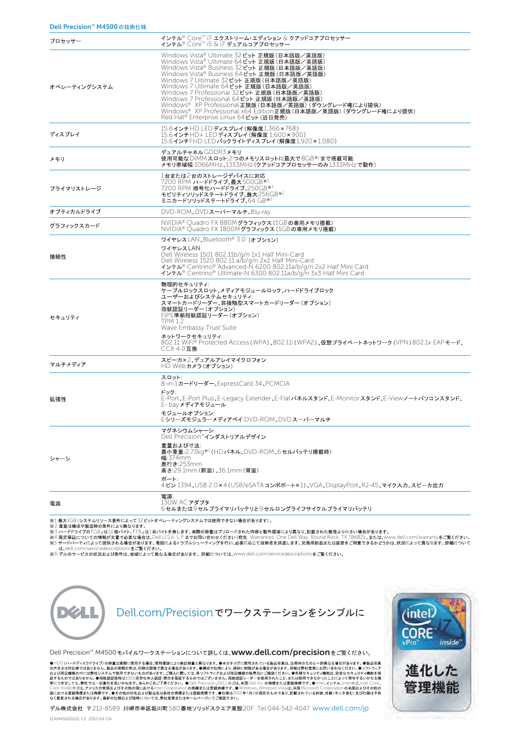## Dell Precision™ M4500の技術仕様

| | |
|---|---|
| プロセッサー | インテル® Core™ i7 エクストリーム・エディション & クアッドコアプロセッサー<br>インテル® Core™ i5 & i7 デュアルコアプロセッサー |
| オペレーティングシステム | Windows Vista® Ultimate 32ビット 正規版（日本語版／英語版）<br>Windows Vista® Ultimate 64ビット 正規版（日本語版／英語版）<br>Windows Vista® Business 32ビット 正規版（日本語版／英語版）<br>Windows Vista® Business 64ビット 正規版（日本語版／英語版）<br>Windows 7 Ultimate 32ビット 正規版（日本語版／英語版）<br>Windows 7 Ultimate 64ビット 正規版（日本語版／英語版）<br>Windows 7 Professional 32ビット 正規版（日本語版／英語版）<br>Windows 7 Professional 64ビット 正規版（日本語版／英語版）<br>Windows® XP Professional正規版（日本語版／英語版）（ダウングレード権により提供）<br>Windows® XP Professional x64 Edition正規版（日本語版／英語版）（ダウングレード権により提供）<br>Red Hat® Enterprise Linux 64ビット（近日発売） |
| ディスプレイ | 15.6インチHD LEDディスプレイ（解像度1,366×768）<br>15.6インチHD+ LEDディスプレイ（解像度 1,600×900）<br>15.6インチFHD LEDバックライトディスプレイ（解像度1,920×1,080） |
| メモリ | デュアルチャネルGDDR3メモリ<br>使用可能なDIMMスロット:2つのメモリスロットに最大で8GB※1まで搭載可能<br>メモリ帯域幅:1066MHz、1333MHz（クアッドコアプロセッサーのみ1333MHzで動作） |
| プライマリストレージ | 1台または2台のストレージデバイスに対応<br>7200 RPM ハードドライブ、最大500GB※3<br>7200 RPM 暗号化ハードドライブ、250GB※3<br>モビリティソリッドステートドライブ、最大256GB※3<br>ミニカードソリッドステートドライブ、64 GB※3 |
| オプティカルドライブ | DVD-ROM、DVDスーパーマルチ、Blu-ray |
| グラフィックスカード | NVIDIA® Quadro FX 880Mグラフィックス（1GBの専用メモリ搭載）<br>NVIDIA® Quadro FX 1800Mグラフィックス（1GBの専用メモリ搭載） |
| 接続性 | ワイヤレスLAN、Bluetooth® 3.0 （オプション）<br>ワイヤレスLAN:<br>Dell Wireless 1501 802.11b/g/n 1x1 Half Mini-Card<br>Dell Wireless 1520 802.11 a/b/g/n 2x2 Half Mini-Card<br>インテル® Centrino® Advanced-N 6200 802.11a/b/g/n 2x2 Half Mini Card<br>インテル® Centrino® Ultimate-N 6300 802.11a/b/g/n 3x3 Half Mini Card |
| セキュリティ | 物理的セキュリティ:<br>ケーブルロックスロット、メディアモジュールロック、ハードドライブロック<br>ユーザーおよびシステムセキュリティ:<br>スマートカードリーダー、非接触型スマートカードリーダー（オプション）<br>指紋認証リーダー（オプション）<br>FIPS準拠指紋認証リーダー（オプション）<br>TPM 1.2<br>Wave Embassy Trust Suite<br>ネットワークセキュリティ:<br>802.11 WiFi® Protected Access（WPA）、802.11i（WPA2）、仮想プライベートネットワーク（VPN）802.1x EAPモード、CCX 4.0互換 |
| マルチメディア | スピーカ×2、デュアルアレイマイクロフォン<br>HD Webカメラ（オプション） |
| 拡張性 | スロット:<br>8-in-1カードリーダー、ExpressCard 34、PCMCIA<br>ドック:<br>E-Port、E-Port Plus、E-Legacy Extender、E-Flatパネルスタンド、E-Monitorスタンド、E-Viewノートパソコンスタンド、E- bayメディアモジュール<br>モジュールオプション:<br>Eシリーズモジュラーメディアベイ:DVD-ROM、DVDスーパーマルチ |
| シャーシ | マグネシウムシャーシ<br>Dell Precision™インダストリアルデザイン<br>重量および寸法:<br>最小重量:2.73kg※2（HDパネル、DVD-ROM、6セルバッテリ搭載時）<br>幅:374mm<br>奥行き:253mm<br>高さ:29.1mm（前面）、36.1mm（背面）<br>ポート:<br>4ピン 1394、USB 2.0×4（USB/eSATAコンボポート×1）、VGA、DisplayPort、RJ-45、マイク入力、スピーカ出力 |
| 電源 | 電源:<br>130W ACアダプタ<br>6セルまたは9セルプライマリバッテリと9セルロングライフサイクルプライマリバッテリ |

※1 最大1GB（システムリソース要件によって32ビットオペレーティングシステムでは使用できない場合があります）。
※2 重量は構成や製造時の条件により異なります。
※3 ハードディスクドライブの「GB」は10億バイト、「TB」は1兆バイトを表します。実際の容量はプリロードされた内容と動作環境により異なり、記載された数値より小さい場合があります。
※4 限定保証についての情報が文書で必要な場合は、Dell U.S.A. L.P.までお問い合わせください（宛先：Warranties, One Dell Way, Round Rock, TX 78682）。または、www.dell.com/warrantyをご覧ください。
※5 サードパーティによって提供される場合があります。電話によるトラブルシューティングを行い、必要に応じて技術者を派遣します。交換用部品または装置をご用意できるかどうかは、状況によって異なります。詳細については、dell.com/servicedescriptionsをご覧ください。
※6 デルのサービスの状況および条件は、地域によって異なる場合があります。詳細については、www.dell.com/servicedescriptionsをご覧ください。

Dell.com/Precisionでワークステーションをシンプルに

Dell Precision™ M4500モバイルワークステーションについて詳しくは、**www.dell.com/precision**をご覧ください。

進化した管理機能

●HDD（ハードディスクドライブ）の容量は実際に使用する場合、使用環境により表記容量と異なります。●本カタログに使用されている製品写真は、出荷時のものと一部異なる場合があります。●製品写真の大きさは同比率ではありません。製品の実際の色は、印刷の関係で異なる場合があります。●構成や仕様により、提供に制限がある場合があります。詳細は弊社営業にお問い合わせください。●ソフトウェアおよび周辺機器の中には弊社システムで使用できないものがあります。ご購入に際しては、各ソフトウェアおよび周辺機器の販売元にご確認ください。●各種セキュリティ機能は、完全なセキュリティ機能を保証するものではありません。●指紋認証技術は100%完全な本人認証・照合を保証するものではございません。指紋認証リーダーを使用されたこと、または使用できなかったことによって発生するいかなる損害につきましても、弊社では一切責任を負いかねます。あらかじめご了承ください。●Dell Precision、DELLロゴは、米国Dell Inc.の商標または登録商標です。●Intel、インテル、Intelロゴ、Intel Core、Core Insideロゴは、アメリカ合衆国および他の国におけるIntel Corporationの商標または登録商標です。●Windows、Windows Vistaは、米国Microsoft Corporationの米国およびその他の国における登録商標または商標です。●その他の社名および製品名は各社の商標または登録商標です。●仕様は2010年4月8日現在のものであり、記載されている内容、外観（モニタ含む）及び仕様は予告なく変更される場合があります。最新の仕様および価格については、弊社営業またはホームページにてご確認下さい。

デル株式会社 〒212-8589 川崎市幸区堀川町580番地ソリッドスクエア東館20F Tel.044-542-4047 www.dell.com/jp

1EAM45000101 1.0 2010.04 OA